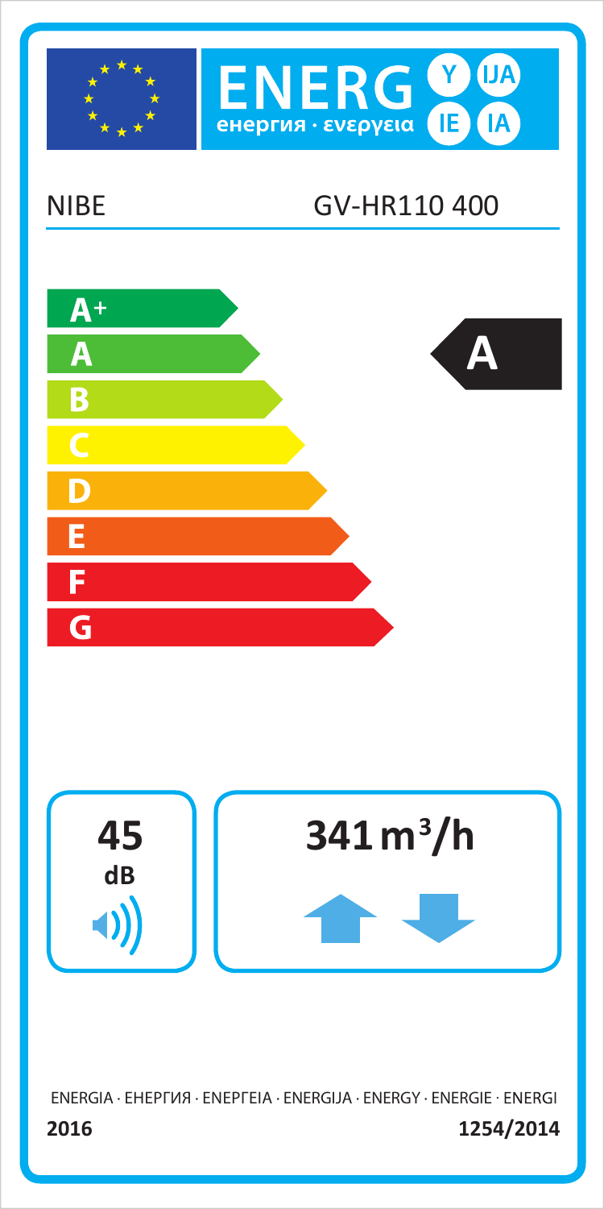ENERG Y IJA IE IA

енергия · ενεργεια

NIBE GV-HR110 400

A+
A
B
C
D
E
F
G

**A**

**45** dB

**341 m³/h**

ENERGIA · ЕНЕРГИЯ · ΕΝΕΡΓΕΙΑ · ENERGIJA · ENERGY · ENERGIE · ENERGI

**2016** **1254/2014**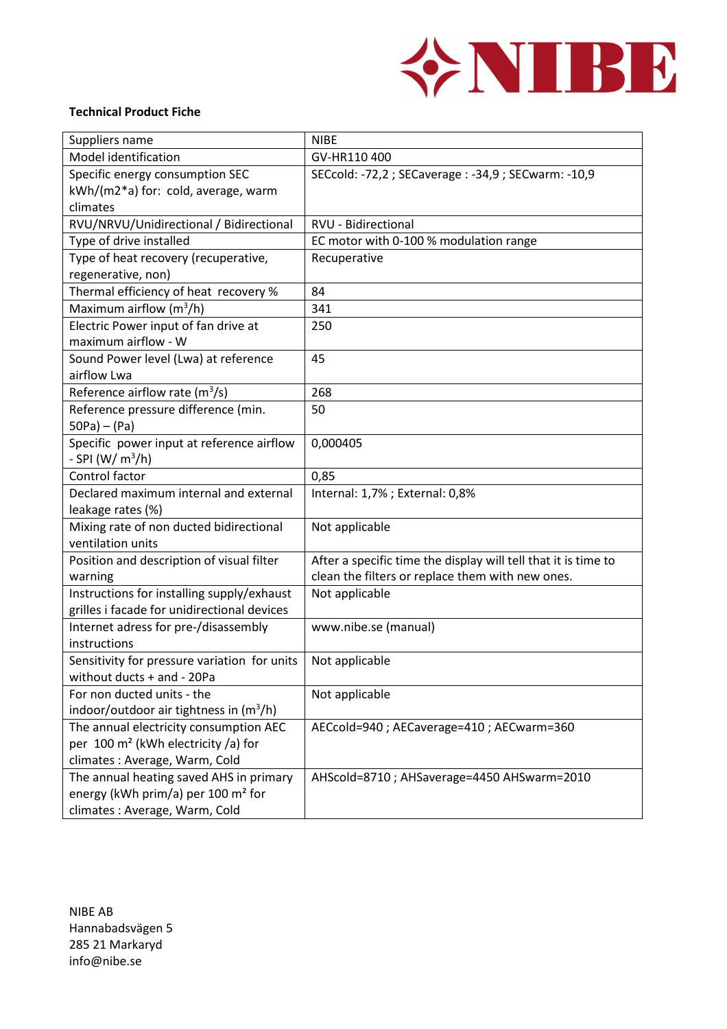**Technical Product Fiche**

| | |
|---|---|
| Suppliers name | NIBE |
| Model identification | GV-HR110 400 |
| Specific energy consumption SEC kWh/(m2*a) for: cold, average, warm climates | SECcold: -72,2 ; SECaverage : -34,9 ; SECwarm: -10,9 |
| RVU/NRVU/Unidirectional / Bidirectional | RVU - Bidirectional |
| Type of drive installed | EC motor with 0-100 % modulation range |
| Type of heat recovery (recuperative, regenerative, non) | Recuperative |
| Thermal efficiency of heat recovery % | 84 |
| Maximum airflow ($m^3$/h) | 341 |
| Electric Power input of fan drive at maximum airflow - W | 250 |
| Sound Power level (Lwa) at reference airflow Lwa | 45 |
| Reference airflow rate ($m^3$/s) | 268 |
| Reference pressure difference (min. 50Pa) – (Pa) | 50 |
| Specific power input at reference airflow - SPI (W/ $m^3$/h) | 0,000405 |
| Control factor | 0,85 |
| Declared maximum internal and external leakage rates (%) | Internal: 1,7% ; External: 0,8% |
| Mixing rate of non ducted bidirectional ventilation units | Not applicable |
| Position and description of visual filter warning | After a specific time the display will tell that it is time to clean the filters or replace them with new ones. |
| Instructions for installing supply/exhaust grilles i facade for unidirectional devices | Not applicable |
| Internet adress for pre-/disassembly instructions | www.nibe.se (manual) |
| Sensitivity for pressure variation for units without ducts + and - 20Pa | Not applicable |
| For non ducted units - the indoor/outdoor air tightness in ($m^3$/h) | Not applicable |
| The annual electricity consumption AEC per 100 $m^2$ (kWh electricity /a) for climates : Average, Warm, Cold | AECcold=940 ; AECaverage=410 ; AECwarm=360 |
| The annual heating saved AHS in primary energy (kWh prim/a) per 100 $m^2$ for climates : Average, Warm, Cold | AHScold=8710 ; AHSaverage=4450 AHSwarm=2010 |

NIBE AB
Hannabadsvägen 5
285 21 Markaryd
info@nibe.se